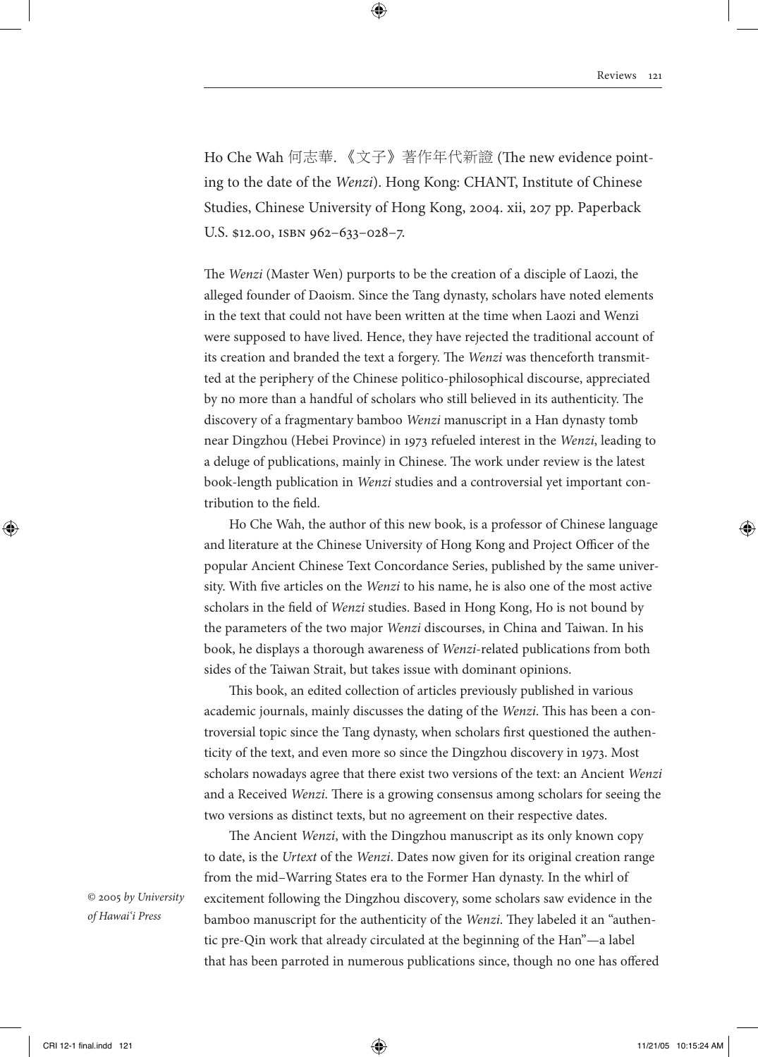Ho Che Wah 何志華.《文子》著作年代新證 (The new evidence pointing to the date of the *Wenzi*). Hong Kong: CHANT, Institute of Chinese Studies, Chinese University of Hong Kong, 2004. xii, 207 pp. Paperback U.S. $12.00, ISBN 962–633–028–7.

The *Wenzi* (Master Wen) purports to be the creation of a disciple of Laozi, the alleged founder of Daoism. Since the Tang dynasty, scholars have noted elements in the text that could not have been written at the time when Laozi and Wenzi were supposed to have lived. Hence, they have rejected the traditional account of its creation and branded the text a forgery. The *Wenzi* was thenceforth transmitted at the periphery of the Chinese politico-philosophical discourse, appreciated by no more than a handful of scholars who still believed in its authenticity. The discovery of a fragmentary bamboo *Wenzi* manuscript in a Han dynasty tomb near Dingzhou (Hebei Province) in 1973 refueled interest in the *Wenzi*, leading to a deluge of publications, mainly in Chinese. The work under review is the latest book-length publication in *Wenzi* studies and a controversial yet important contribution to the field.

Ho Che Wah, the author of this new book, is a professor of Chinese language and literature at the Chinese University of Hong Kong and Project Officer of the popular Ancient Chinese Text Concordance Series, published by the same university. With five articles on the *Wenzi* to his name, he is also one of the most active scholars in the field of *Wenzi* studies. Based in Hong Kong, Ho is not bound by the parameters of the two major *Wenzi* discourses, in China and Taiwan. In his book, he displays a thorough awareness of *Wenzi*-related publications from both sides of the Taiwan Strait, but takes issue with dominant opinions.

This book, an edited collection of articles previously published in various academic journals, mainly discusses the dating of the *Wenzi*. This has been a controversial topic since the Tang dynasty, when scholars first questioned the authenticity of the text, and even more so since the Dingzhou discovery in 1973. Most scholars nowadays agree that there exist two versions of the text: an Ancient *Wenzi* and a Received *Wenzi*. There is a growing consensus among scholars for seeing the two versions as distinct texts, but no agreement on their respective dates.

The Ancient *Wenzi*, with the Dingzhou manuscript as its only known copy to date, is the *Urtext* of the *Wenzi*. Dates now given for its original creation range from the mid–Warring States era to the Former Han dynasty. In the whirl of excitement following the Dingzhou discovery, some scholars saw evidence in the bamboo manuscript for the authenticity of the *Wenzi*. They labeled it an "authentic pre-Qin work that already circulated at the beginning of the Han"—a label that has been parroted in numerous publications since, though no one has offered

*© 2005 by University of Hawai'i Press*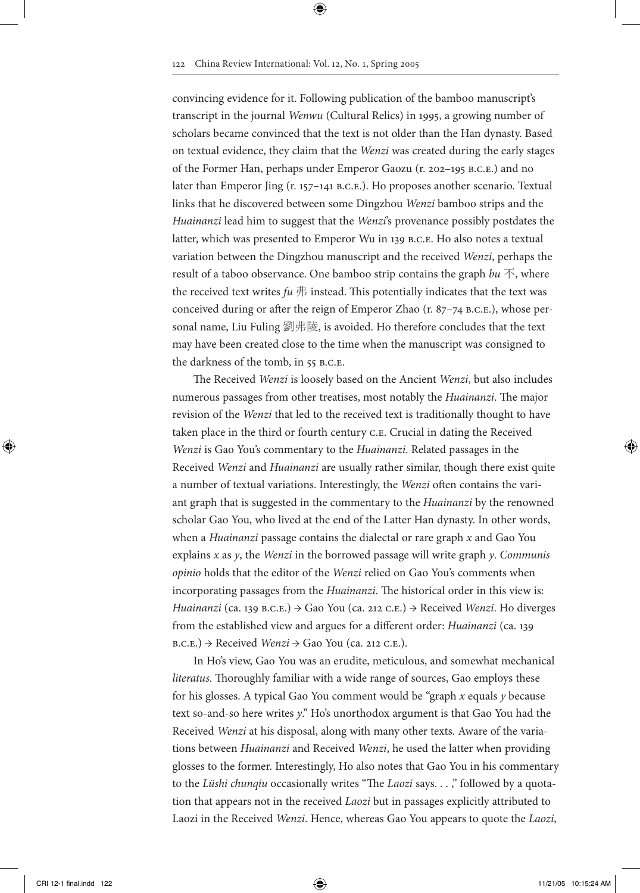convincing evidence for it. Following publication of the bamboo manuscript's transcript in the journal *Wenwu* (Cultural Relics) in 1995, a growing number of scholars became convinced that the text is not older than the Han dynasty. Based on textual evidence, they claim that the *Wenzi* was created during the early stages of the Former Han, perhaps under Emperor Gaozu (r. 202–195 B.C.E.) and no later than Emperor Jing (r. 157–141 B.C.E.). Ho proposes another scenario. Textual links that he discovered between some Dingzhou *Wenzi* bamboo strips and the *Huainanzi* lead him to suggest that the *Wenzi*'s provenance possibly postdates the latter, which was presented to Emperor Wu in 139 B.C.E. Ho also notes a textual variation between the Dingzhou manuscript and the received *Wenzi*, perhaps the result of a taboo observance. One bamboo strip contains the graph *bu* 不, where the received text writes *fu* 弗 instead. This potentially indicates that the text was conceived during or after the reign of Emperor Zhao (r. 87–74 B.C.E.), whose personal name, Liu Fuling 劉弗陵, is avoided. Ho therefore concludes that the text may have been created close to the time when the manuscript was consigned to the darkness of the tomb, in 55 B.C.E.

The Received *Wenzi* is loosely based on the Ancient *Wenzi*, but also includes numerous passages from other treatises, most notably the *Huainanzi*. The major revision of the *Wenzi* that led to the received text is traditionally thought to have taken place in the third or fourth century C.E. Crucial in dating the Received *Wenzi* is Gao You's commentary to the *Huainanzi*. Related passages in the Received *Wenzi* and *Huainanzi* are usually rather similar, though there exist quite a number of textual variations. Interestingly, the *Wenzi* often contains the variant graph that is suggested in the commentary to the *Huainanzi* by the renowned scholar Gao You, who lived at the end of the Latter Han dynasty. In other words, when a *Huainanzi* passage contains the dialectal or rare graph *x* and Gao You explains *x* as *y*, the *Wenzi* in the borrowed passage will write graph *y*. *Communis opinio* holds that the editor of the *Wenzi* relied on Gao You's comments when incorporating passages from the *Huainanzi*. The historical order in this view is: *Huainanzi* (ca. 139 B.C.E.) → Gao You (ca. 212 C.E.) → Received *Wenzi*. Ho diverges from the established view and argues for a different order: *Huainanzi* (ca. 139 B.C.E.) → Received *Wenzi* → Gao You (ca. 212 C.E.).

In Ho's view, Gao You was an erudite, meticulous, and somewhat mechanical *literatus*. Thoroughly familiar with a wide range of sources, Gao employs these for his glosses. A typical Gao You comment would be "graph *x* equals *y* because text so-and-so here writes *y*." Ho's unorthodox argument is that Gao You had the Received *Wenzi* at his disposal, along with many other texts. Aware of the variations between *Huainanzi* and Received *Wenzi*, he used the latter when providing glosses to the former. Interestingly, Ho also notes that Gao You in his commentary to the *Lüshi chunqiu* occasionally writes "The *Laozi* says. . . ," followed by a quotation that appears not in the received *Laozi* but in passages explicitly attributed to Laozi in the Received *Wenzi*. Hence, whereas Gao You appears to quote the *Laozi*,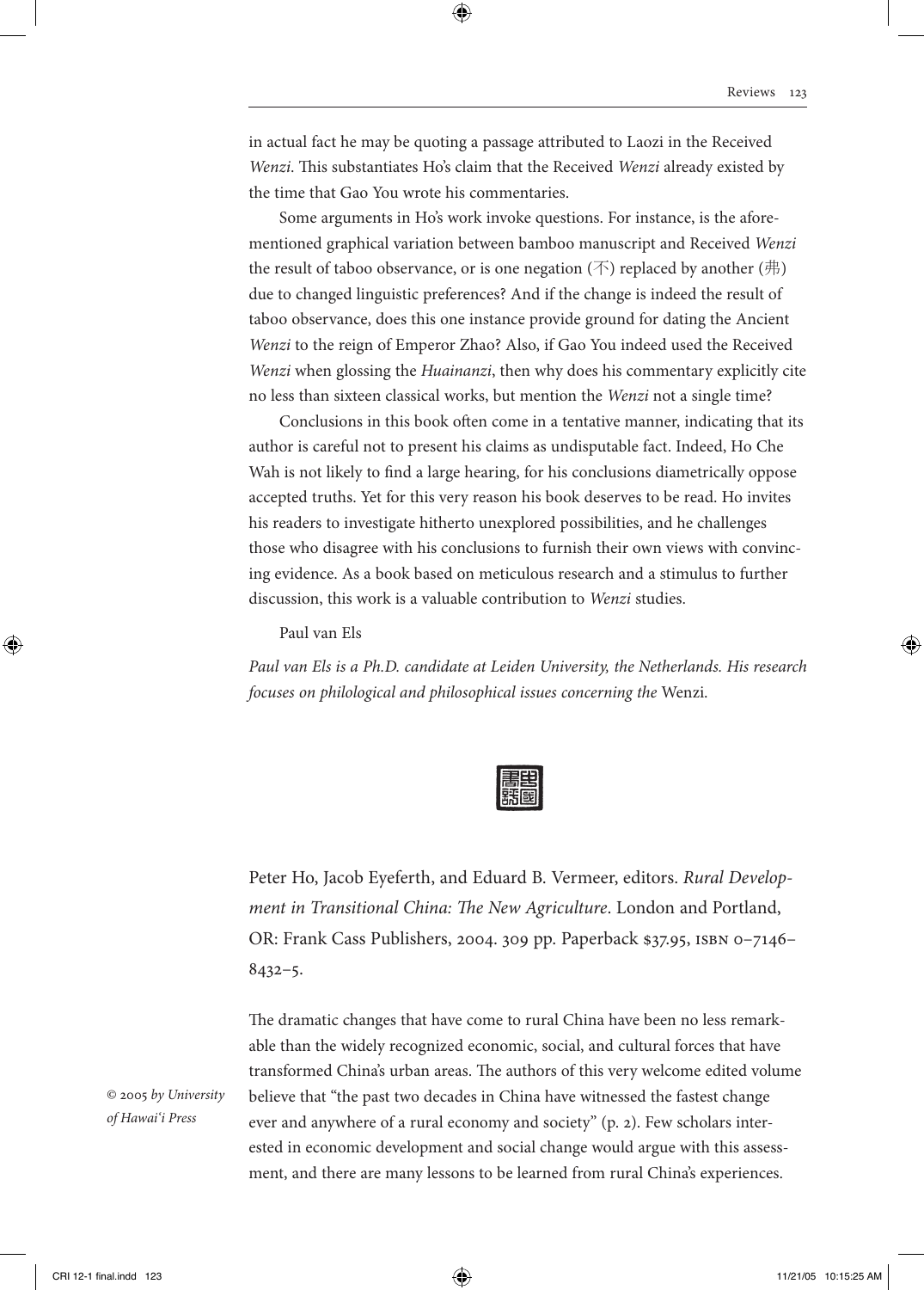in actual fact he may be quoting a passage attributed to Laozi in the Received *Wenzi*. This substantiates Ho's claim that the Received *Wenzi* already existed by the time that Gao You wrote his commentaries.

Some arguments in Ho's work invoke questions. For instance, is the aforementioned graphical variation between bamboo manuscript and Received *Wenzi* the result of taboo observance, or is one negation (不) replaced by another (弗) due to changed linguistic preferences? And if the change is indeed the result of taboo observance, does this one instance provide ground for dating the Ancient *Wenzi* to the reign of Emperor Zhao? Also, if Gao You indeed used the Received *Wenzi* when glossing the *Huainanzi*, then why does his commentary explicitly cite no less than sixteen classical works, but mention the *Wenzi* not a single time?

Conclusions in this book often come in a tentative manner, indicating that its author is careful not to present his claims as undisputable fact. Indeed, Ho Che Wah is not likely to find a large hearing, for his conclusions diametrically oppose accepted truths. Yet for this very reason his book deserves to be read. Ho invites his readers to investigate hitherto unexplored possibilities, and he challenges those who disagree with his conclusions to furnish their own views with convincing evidence. As a book based on meticulous research and a stimulus to further discussion, this work is a valuable contribution to *Wenzi* studies.

Paul van Els

*Paul van Els is a Ph.D. candidate at Leiden University, the Netherlands. His research focuses on philological and philosophical issues concerning the* Wenzi.

---

Peter Ho, Jacob Eyeferth, and Eduard B. Vermeer, editors. *Rural Development in Transitional China: The New Agriculture*. London and Portland, OR: Frank Cass Publishers, 2004. 309 pp. Paperback $37.95, ISBN 0–7146–8432–5.

*© 2005 by University of Hawai'i Press*

The dramatic changes that have come to rural China have been no less remarkable than the widely recognized economic, social, and cultural forces that have transformed China's urban areas. The authors of this very welcome edited volume believe that "the past two decades in China have witnessed the fastest change ever and anywhere of a rural economy and society" (p. 2). Few scholars interested in economic development and social change would argue with this assessment, and there are many lessons to be learned from rural China's experiences.